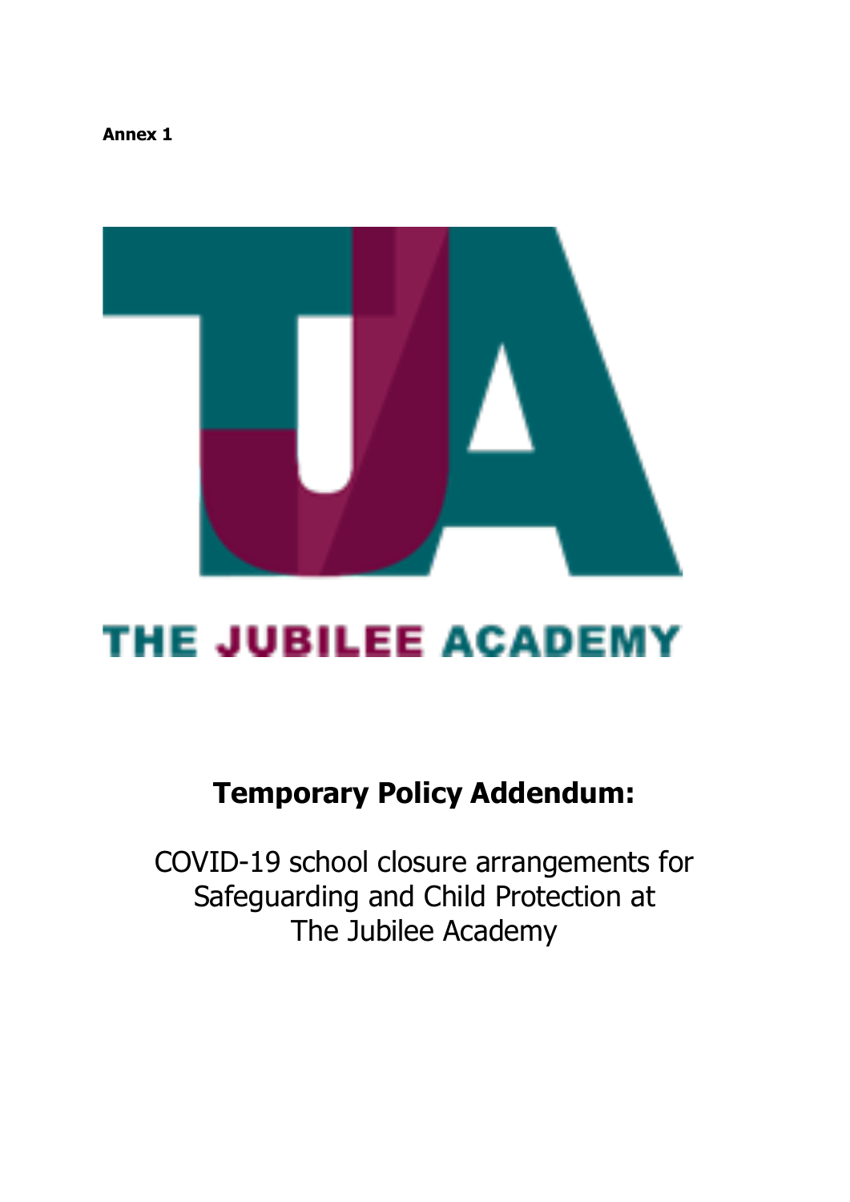**Annex 1**

THE JUBILEE ACADEMY

# Temporary Policy Addendum:

COVID-19 school closure arrangements for Safeguarding and Child Protection at The Jubilee Academy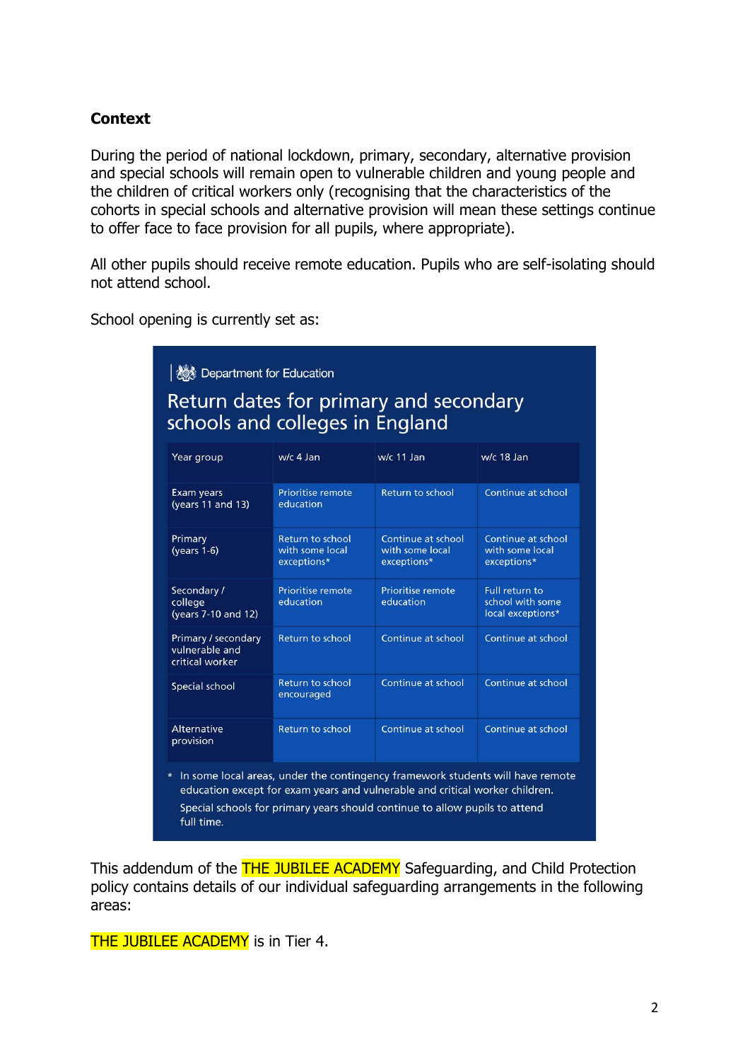## Context

During the period of national lockdown, primary, secondary, alternative provision and special schools will remain open to vulnerable children and young people and the children of critical workers only (recognising that the characteristics of the cohorts in special schools and alternative provision will mean these settings continue to offer face to face provision for all pupils, where appropriate).

All other pupils should receive remote education. Pupils who are self-isolating should not attend school.

School opening is currently set as:

Department for Education

**Return dates for primary and secondary schools and colleges in England**

| Year group | w/c 4 Jan | w/c 11 Jan | w/c 18 Jan |
|---|---|---|---|
| Exam years (years 11 and 13) | Prioritise remote education | Return to school | Continue at school |
| Primary (years 1-6) | Return to school with some local exceptions* | Continue at school with some local exceptions* | Continue at school with some local exceptions* |
| Secondary / college (years 7-10 and 12) | Prioritise remote education | Prioritise remote education | Full return to school with some local exceptions* |
| Primary / secondary vulnerable and critical worker | Return to school | Continue at school | Continue at school |
| Special school | Return to school encouraged | Continue at school | Continue at school |
| Alternative provision | Return to school | Continue at school | Continue at school |

\* In some local areas, under the contingency framework students will have remote education except for exam years and vulnerable and critical worker children. Special schools for primary years should continue to allow pupils to attend full time.

This addendum of the THE JUBILEE ACADEMY Safeguarding, and Child Protection policy contains details of our individual safeguarding arrangements in the following areas:

THE JUBILEE ACADEMY is in Tier 4.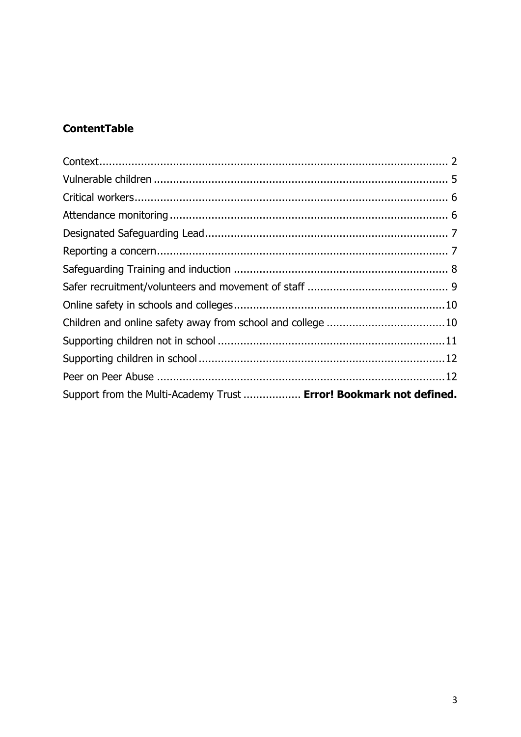**ContentTable**

Context.......................................................................................................... 2
Vulnerable children ......................................................................................... 5
Critical workers............................................................................................... 6
Attendance monitoring .................................................................................... 6
Designated Safeguarding Lead......................................................................... 7
Reporting a concern......................................................................................... 7
Safeguarding Training and induction ................................................................ 8
Safer recruitment/volunteers and movement of staff ........................................... 9
Online safety in schools and colleges................................................................10
Children and online safety away from school and college ....................................10
Supporting children not in school .....................................................................11
Supporting children in school...........................................................................12
Peer on Peer Abuse ........................................................................................12
Support from the Multi-Academy Trust .................. **Error! Bookmark not defined.**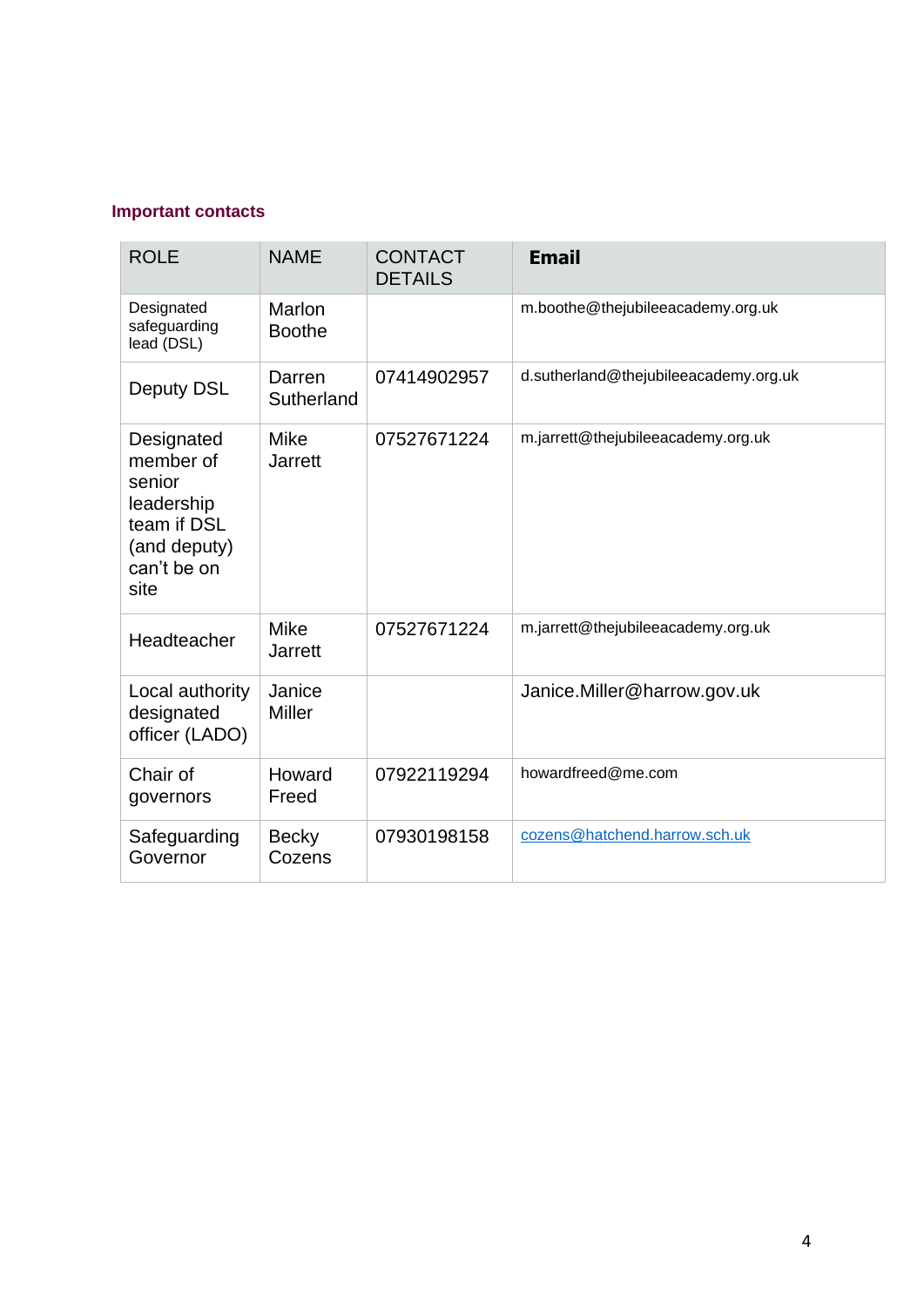## Important contacts

| ROLE | NAME | CONTACT DETAILS | Email |
|---|---|---|---|
| Designated safeguarding lead (DSL) | Marlon Boothe | | m.boothe@thejubileeacademy.org.uk |
| Deputy DSL | Darren Sutherland | 07414902957 | d.sutherland@thejubileeacademy.org.uk |
| Designated member of senior leadership team if DSL (and deputy) can't be on site | Mike Jarrett | 07527671224 | m.jarrett@thejubileeacademy.org.uk |
| Headteacher | Mike Jarrett | 07527671224 | m.jarrett@thejubileeacademy.org.uk |
| Local authority designated officer (LADO) | Janice Miller | | Janice.Miller@harrow.gov.uk |
| Chair of governors | Howard Freed | 07922119294 | howardfreed@me.com |
| Safeguarding Governor | Becky Cozens | 07930198158 | cozens@hatchend.harrow.sch.uk |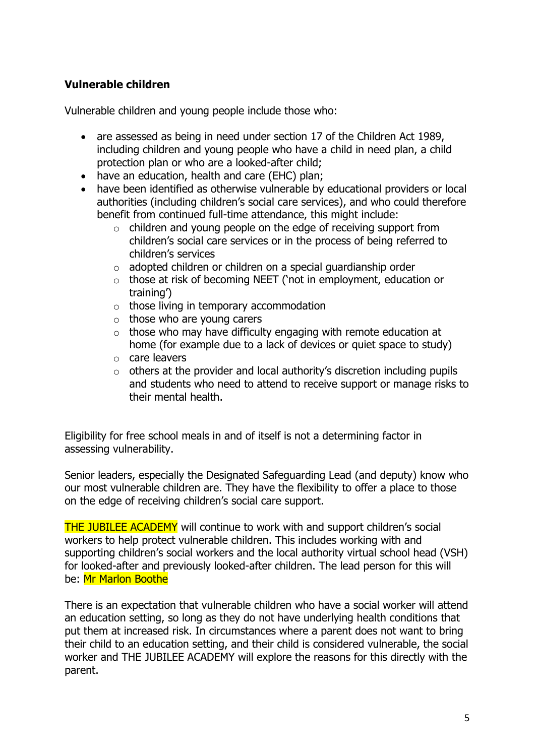**Vulnerable children**

Vulnerable children and young people include those who:

- are assessed as being in need under section 17 of the Children Act 1989, including children and young people who have a child in need plan, a child protection plan or who are a looked-after child;
- have an education, health and care (EHC) plan;
- have been identified as otherwise vulnerable by educational providers or local authorities (including children's social care services), and who could therefore benefit from continued full-time attendance, this might include:
  - children and young people on the edge of receiving support from children's social care services or in the process of being referred to children's services
  - adopted children or children on a special guardianship order
  - those at risk of becoming NEET ('not in employment, education or training')
  - those living in temporary accommodation
  - those who are young carers
  - those who may have difficulty engaging with remote education at home (for example due to a lack of devices or quiet space to study)
  - care leavers
  - others at the provider and local authority's discretion including pupils and students who need to attend to receive support or manage risks to their mental health.

Eligibility for free school meals in and of itself is not a determining factor in assessing vulnerability.

Senior leaders, especially the Designated Safeguarding Lead (and deputy) know who our most vulnerable children are. They have the flexibility to offer a place to those on the edge of receiving children's social care support.

THE JUBILEE ACADEMY will continue to work with and support children's social workers to help protect vulnerable children. This includes working with and supporting children's social workers and the local authority virtual school head (VSH) for looked-after and previously looked-after children. The lead person for this will be: Mr Marlon Boothe

There is an expectation that vulnerable children who have a social worker will attend an education setting, so long as they do not have underlying health conditions that put them at increased risk. In circumstances where a parent does not want to bring their child to an education setting, and their child is considered vulnerable, the social worker and THE JUBILEE ACADEMY will explore the reasons for this directly with the parent.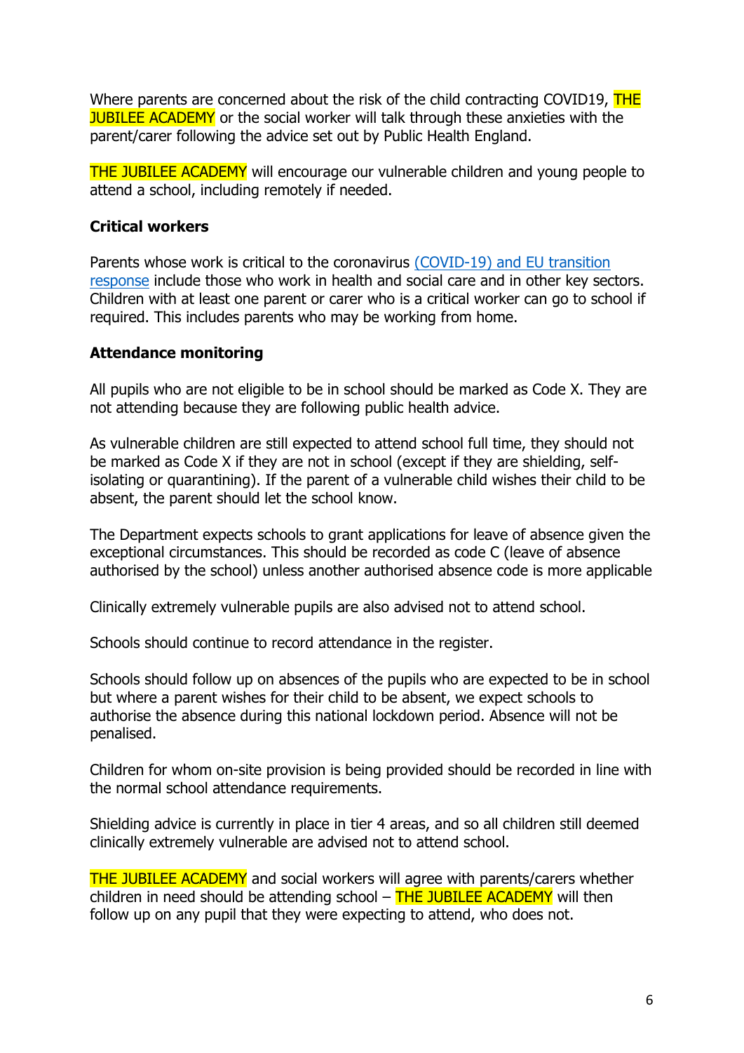Where parents are concerned about the risk of the child contracting COVID19, THE JUBILEE ACADEMY or the social worker will talk through these anxieties with the parent/carer following the advice set out by Public Health England.

THE JUBILEE ACADEMY will encourage our vulnerable children and young people to attend a school, including remotely if needed.

**Critical workers**

Parents whose work is critical to the coronavirus [(COVID-19) and EU transition response] include those who work in health and social care and in other key sectors. Children with at least one parent or carer who is a critical worker can go to school if required. This includes parents who may be working from home.

**Attendance monitoring**

All pupils who are not eligible to be in school should be marked as Code X. They are not attending because they are following public health advice.

As vulnerable children are still expected to attend school full time, they should not be marked as Code X if they are not in school (except if they are shielding, self-isolating or quarantining). If the parent of a vulnerable child wishes their child to be absent, the parent should let the school know.

The Department expects schools to grant applications for leave of absence given the exceptional circumstances. This should be recorded as code C (leave of absence authorised by the school) unless another authorised absence code is more applicable

Clinically extremely vulnerable pupils are also advised not to attend school.

Schools should continue to record attendance in the register.

Schools should follow up on absences of the pupils who are expected to be in school but where a parent wishes for their child to be absent, we expect schools to authorise the absence during this national lockdown period. Absence will not be penalised.

Children for whom on-site provision is being provided should be recorded in line with the normal school attendance requirements.

Shielding advice is currently in place in tier 4 areas, and so all children still deemed clinically extremely vulnerable are advised not to attend school.

THE JUBILEE ACADEMY and social workers will agree with parents/carers whether children in need should be attending school – THE JUBILEE ACADEMY will then follow up on any pupil that they were expecting to attend, who does not.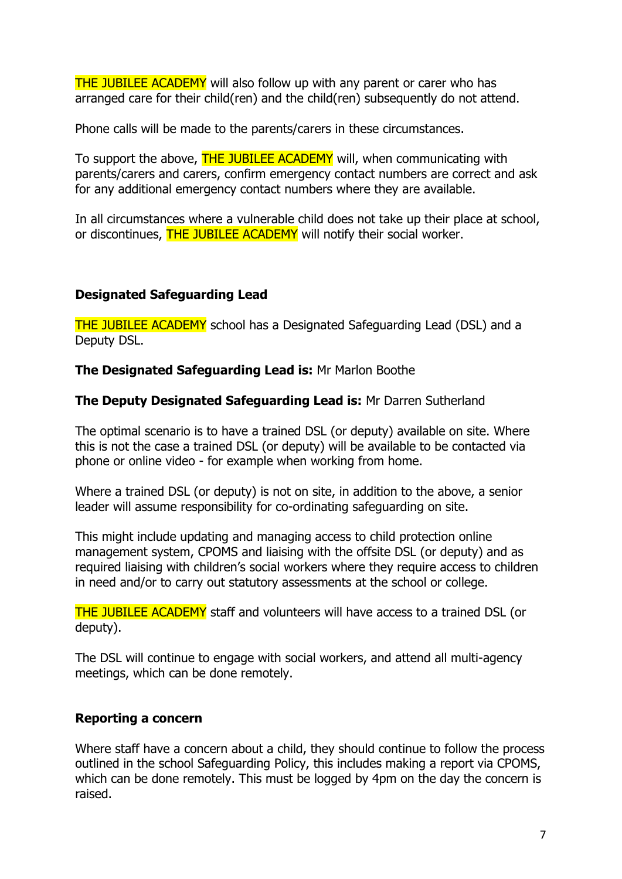THE JUBILEE ACADEMY will also follow up with any parent or carer who has arranged care for their child(ren) and the child(ren) subsequently do not attend.

Phone calls will be made to the parents/carers in these circumstances.

To support the above, THE JUBILEE ACADEMY will, when communicating with parents/carers and carers, confirm emergency contact numbers are correct and ask for any additional emergency contact numbers where they are available.

In all circumstances where a vulnerable child does not take up their place at school, or discontinues, THE JUBILEE ACADEMY will notify their social worker.

**Designated Safeguarding Lead**

THE JUBILEE ACADEMY school has a Designated Safeguarding Lead (DSL) and a Deputy DSL.

**The Designated Safeguarding Lead is:** Mr Marlon Boothe

**The Deputy Designated Safeguarding Lead is:** Mr Darren Sutherland

The optimal scenario is to have a trained DSL (or deputy) available on site. Where this is not the case a trained DSL (or deputy) will be available to be contacted via phone or online video - for example when working from home.

Where a trained DSL (or deputy) is not on site, in addition to the above, a senior leader will assume responsibility for co-ordinating safeguarding on site.

This might include updating and managing access to child protection online management system, CPOMS and liaising with the offsite DSL (or deputy) and as required liaising with children's social workers where they require access to children in need and/or to carry out statutory assessments at the school or college.

THE JUBILEE ACADEMY staff and volunteers will have access to a trained DSL (or deputy).

The DSL will continue to engage with social workers, and attend all multi-agency meetings, which can be done remotely.

**Reporting a concern**

Where staff have a concern about a child, they should continue to follow the process outlined in the school Safeguarding Policy, this includes making a report via CPOMS, which can be done remotely. This must be logged by 4pm on the day the concern is raised.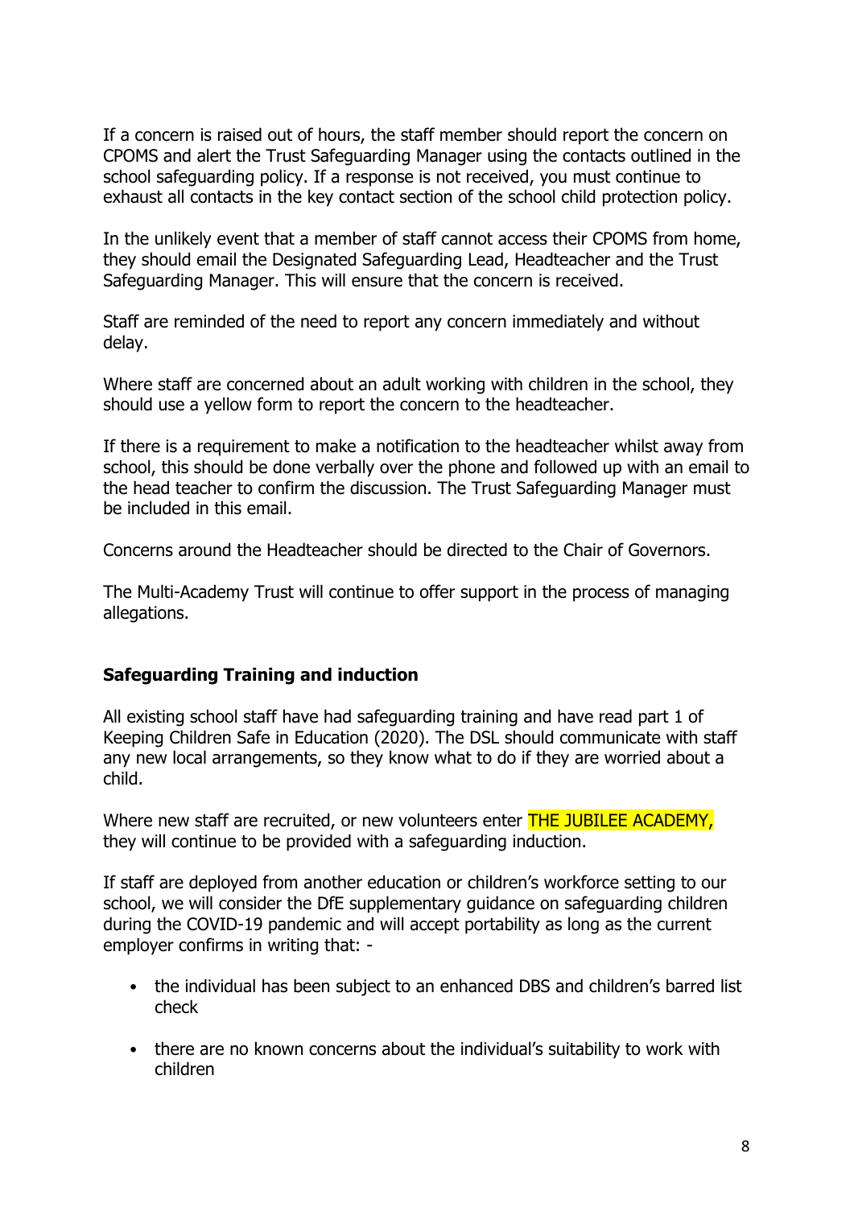If a concern is raised out of hours, the staff member should report the concern on CPOMS and alert the Trust Safeguarding Manager using the contacts outlined in the school safeguarding policy. If a response is not received, you must continue to exhaust all contacts in the key contact section of the school child protection policy.

In the unlikely event that a member of staff cannot access their CPOMS from home, they should email the Designated Safeguarding Lead, Headteacher and the Trust Safeguarding Manager. This will ensure that the concern is received.

Staff are reminded of the need to report any concern immediately and without delay.

Where staff are concerned about an adult working with children in the school, they should use a yellow form to report the concern to the headteacher.

If there is a requirement to make a notification to the headteacher whilst away from school, this should be done verbally over the phone and followed up with an email to the head teacher to confirm the discussion. The Trust Safeguarding Manager must be included in this email.

Concerns around the Headteacher should be directed to the Chair of Governors.

The Multi-Academy Trust will continue to offer support in the process of managing allegations.

**Safeguarding Training and induction**

All existing school staff have had safeguarding training and have read part 1 of Keeping Children Safe in Education (2020). The DSL should communicate with staff any new local arrangements, so they know what to do if they are worried about a child.

Where new staff are recruited, or new volunteers enter THE JUBILEE ACADEMY, they will continue to be provided with a safeguarding induction.

If staff are deployed from another education or children's workforce setting to our school, we will consider the DfE supplementary guidance on safeguarding children during the COVID-19 pandemic and will accept portability as long as the current employer confirms in writing that: -

- the individual has been subject to an enhanced DBS and children's barred list check
- there are no known concerns about the individual's suitability to work with children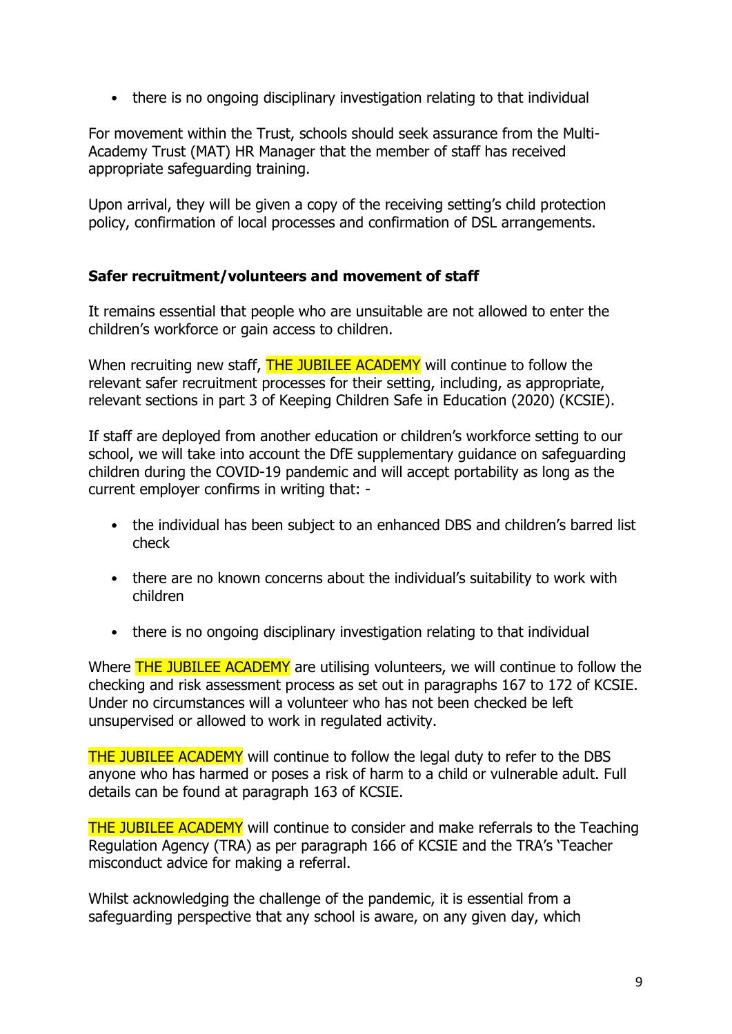- there is no ongoing disciplinary investigation relating to that individual

For movement within the Trust, schools should seek assurance from the Multi-Academy Trust (MAT) HR Manager that the member of staff has received appropriate safeguarding training.

Upon arrival, they will be given a copy of the receiving setting's child protection policy, confirmation of local processes and confirmation of DSL arrangements.

### Safer recruitment/volunteers and movement of staff

It remains essential that people who are unsuitable are not allowed to enter the children's workforce or gain access to children.

When recruiting new staff, THE JUBILEE ACADEMY will continue to follow the relevant safer recruitment processes for their setting, including, as appropriate, relevant sections in part 3 of Keeping Children Safe in Education (2020) (KCSIE).

If staff are deployed from another education or children's workforce setting to our school, we will take into account the DfE supplementary guidance on safeguarding children during the COVID-19 pandemic and will accept portability as long as the current employer confirms in writing that: -

- the individual has been subject to an enhanced DBS and children's barred list check
- there are no known concerns about the individual's suitability to work with children
- there is no ongoing disciplinary investigation relating to that individual

Where THE JUBILEE ACADEMY are utilising volunteers, we will continue to follow the checking and risk assessment process as set out in paragraphs 167 to 172 of KCSIE. Under no circumstances will a volunteer who has not been checked be left unsupervised or allowed to work in regulated activity.

THE JUBILEE ACADEMY will continue to follow the legal duty to refer to the DBS anyone who has harmed or poses a risk of harm to a child or vulnerable adult. Full details can be found at paragraph 163 of KCSIE.

THE JUBILEE ACADEMY will continue to consider and make referrals to the Teaching Regulation Agency (TRA) as per paragraph 166 of KCSIE and the TRA's 'Teacher misconduct advice for making a referral.

Whilst acknowledging the challenge of the pandemic, it is essential from a safeguarding perspective that any school is aware, on any given day, which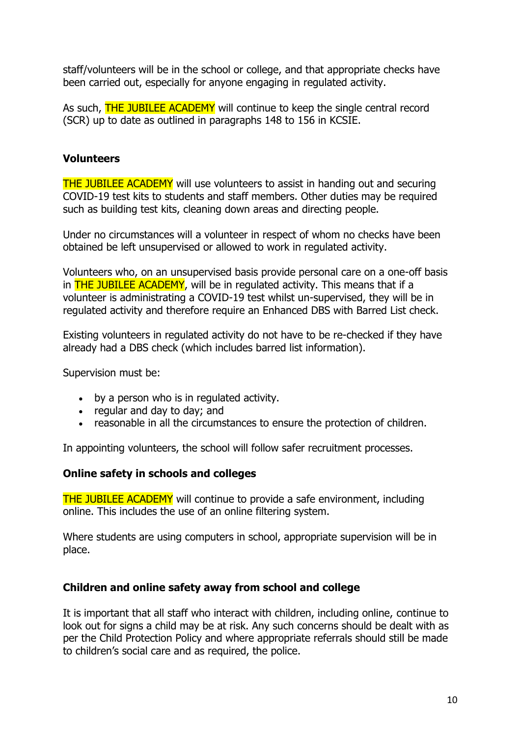staff/volunteers will be in the school or college, and that appropriate checks have been carried out, especially for anyone engaging in regulated activity.

As such, THE JUBILEE ACADEMY will continue to keep the single central record (SCR) up to date as outlined in paragraphs 148 to 156 in KCSIE.

### Volunteers

THE JUBILEE ACADEMY will use volunteers to assist in handing out and securing COVID-19 test kits to students and staff members. Other duties may be required such as building test kits, cleaning down areas and directing people.

Under no circumstances will a volunteer in respect of whom no checks have been obtained be left unsupervised or allowed to work in regulated activity.

Volunteers who, on an unsupervised basis provide personal care on a one-off basis in THE JUBILEE ACADEMY, will be in regulated activity. This means that if a volunteer is administrating a COVID-19 test whilst un-supervised, they will be in regulated activity and therefore require an Enhanced DBS with Barred List check.

Existing volunteers in regulated activity do not have to be re-checked if they have already had a DBS check (which includes barred list information).

Supervision must be:

- by a person who is in regulated activity.
- regular and day to day; and
- reasonable in all the circumstances to ensure the protection of children.

In appointing volunteers, the school will follow safer recruitment processes.

### Online safety in schools and colleges

THE JUBILEE ACADEMY will continue to provide a safe environment, including online. This includes the use of an online filtering system.

Where students are using computers in school, appropriate supervision will be in place.

### Children and online safety away from school and college

It is important that all staff who interact with children, including online, continue to look out for signs a child may be at risk. Any such concerns should be dealt with as per the Child Protection Policy and where appropriate referrals should still be made to children's social care and as required, the police.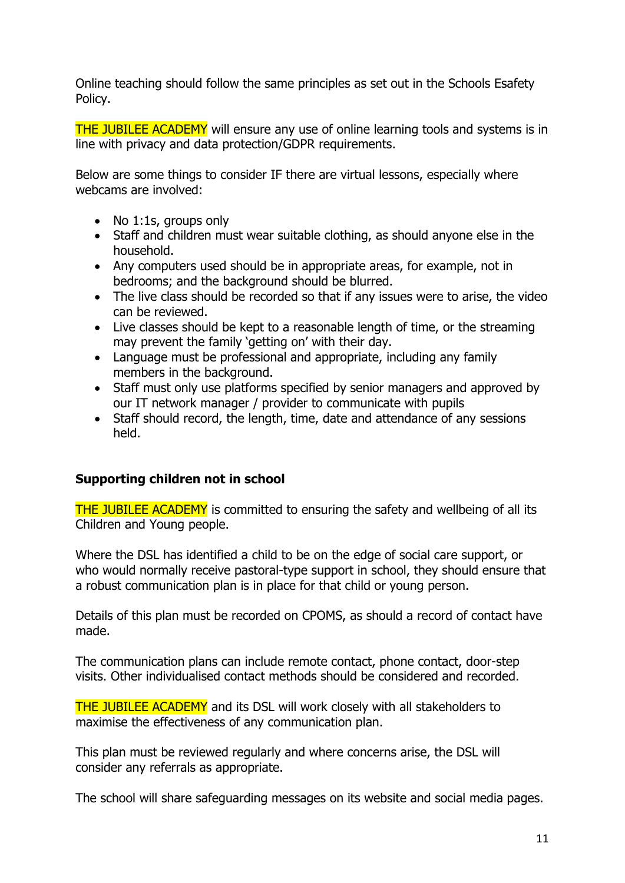Online teaching should follow the same principles as set out in the Schools Esafety Policy.

THE JUBILEE ACADEMY will ensure any use of online learning tools and systems is in line with privacy and data protection/GDPR requirements.

Below are some things to consider IF there are virtual lessons, especially where webcams are involved:

- No 1:1s, groups only
- Staff and children must wear suitable clothing, as should anyone else in the household.
- Any computers used should be in appropriate areas, for example, not in bedrooms; and the background should be blurred.
- The live class should be recorded so that if any issues were to arise, the video can be reviewed.
- Live classes should be kept to a reasonable length of time, or the streaming may prevent the family 'getting on' with their day.
- Language must be professional and appropriate, including any family members in the background.
- Staff must only use platforms specified by senior managers and approved by our IT network manager / provider to communicate with pupils
- Staff should record, the length, time, date and attendance of any sessions held.

**Supporting children not in school**

THE JUBILEE ACADEMY is committed to ensuring the safety and wellbeing of all its Children and Young people.

Where the DSL has identified a child to be on the edge of social care support, or who would normally receive pastoral-type support in school, they should ensure that a robust communication plan is in place for that child or young person.

Details of this plan must be recorded on CPOMS, as should a record of contact have made.

The communication plans can include remote contact, phone contact, door-step visits. Other individualised contact methods should be considered and recorded.

THE JUBILEE ACADEMY and its DSL will work closely with all stakeholders to maximise the effectiveness of any communication plan.

This plan must be reviewed regularly and where concerns arise, the DSL will consider any referrals as appropriate.

The school will share safeguarding messages on its website and social media pages.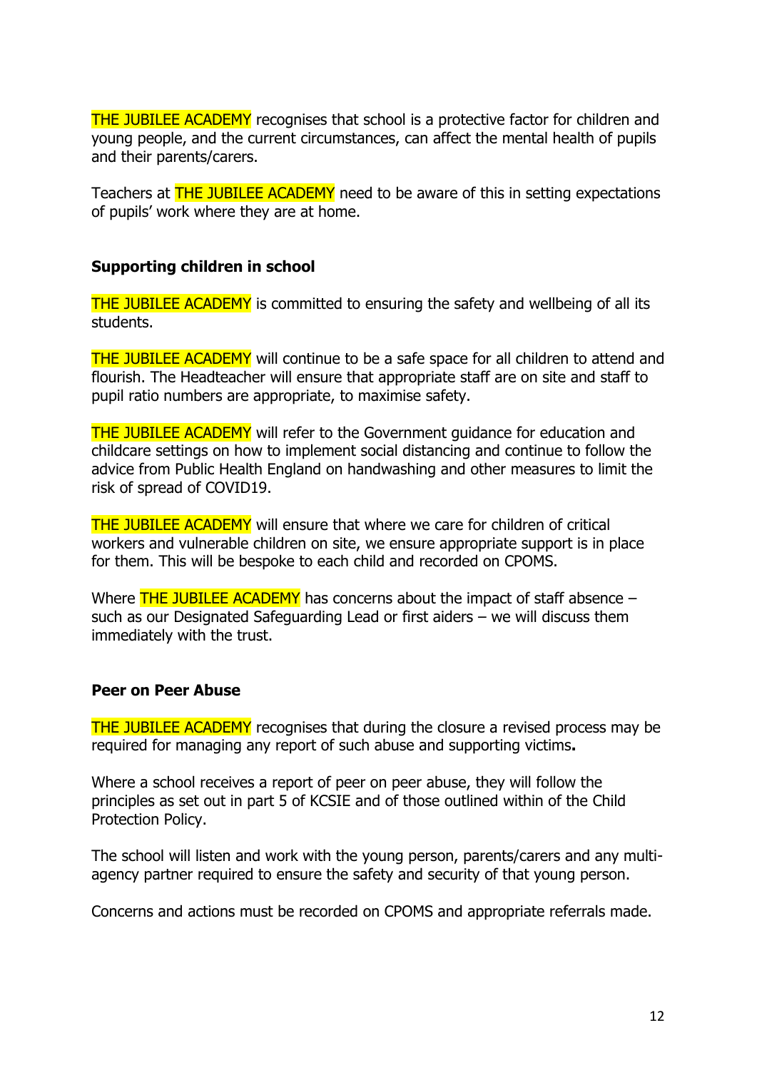THE JUBILEE ACADEMY recognises that school is a protective factor for children and young people, and the current circumstances, can affect the mental health of pupils and their parents/carers.

Teachers at THE JUBILEE ACADEMY need to be aware of this in setting expectations of pupils' work where they are at home.

**Supporting children in school**

THE JUBILEE ACADEMY is committed to ensuring the safety and wellbeing of all its students.

THE JUBILEE ACADEMY will continue to be a safe space for all children to attend and flourish. The Headteacher will ensure that appropriate staff are on site and staff to pupil ratio numbers are appropriate, to maximise safety.

THE JUBILEE ACADEMY will refer to the Government guidance for education and childcare settings on how to implement social distancing and continue to follow the advice from Public Health England on handwashing and other measures to limit the risk of spread of COVID19.

THE JUBILEE ACADEMY will ensure that where we care for children of critical workers and vulnerable children on site, we ensure appropriate support is in place for them. This will be bespoke to each child and recorded on CPOMS.

Where THE JUBILEE ACADEMY has concerns about the impact of staff absence – such as our Designated Safeguarding Lead or first aiders – we will discuss them immediately with the trust.

**Peer on Peer Abuse**

THE JUBILEE ACADEMY recognises that during the closure a revised process may be required for managing any report of such abuse and supporting victims**.**

Where a school receives a report of peer on peer abuse, they will follow the principles as set out in part 5 of KCSIE and of those outlined within of the Child Protection Policy.

The school will listen and work with the young person, parents/carers and any multi-agency partner required to ensure the safety and security of that young person.

Concerns and actions must be recorded on CPOMS and appropriate referrals made.